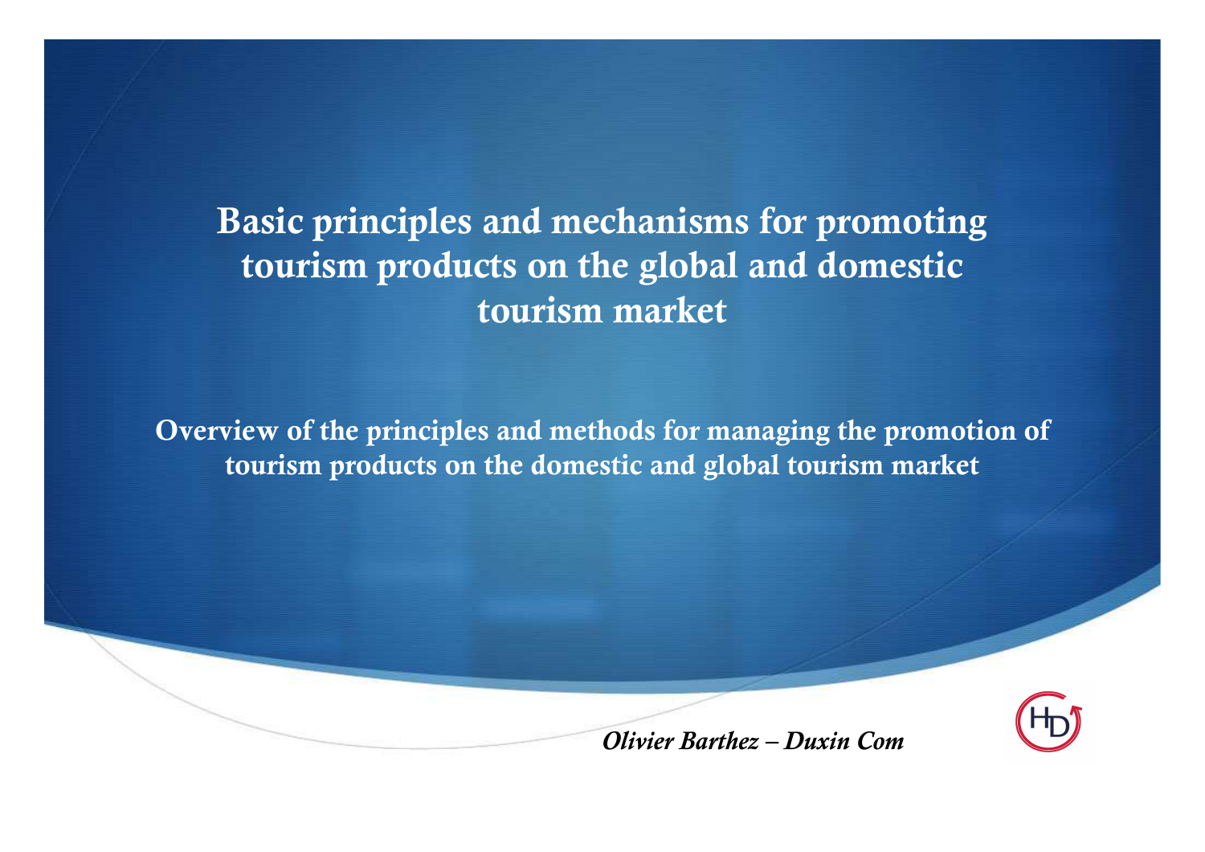# Basic principles and mechanisms for promoting tourism products on the global and domestic tourism market

## Overview of the principles and methods for managing the promotion of tourism products on the domestic and global tourism market

*Olivier Barthez – Duxin Com*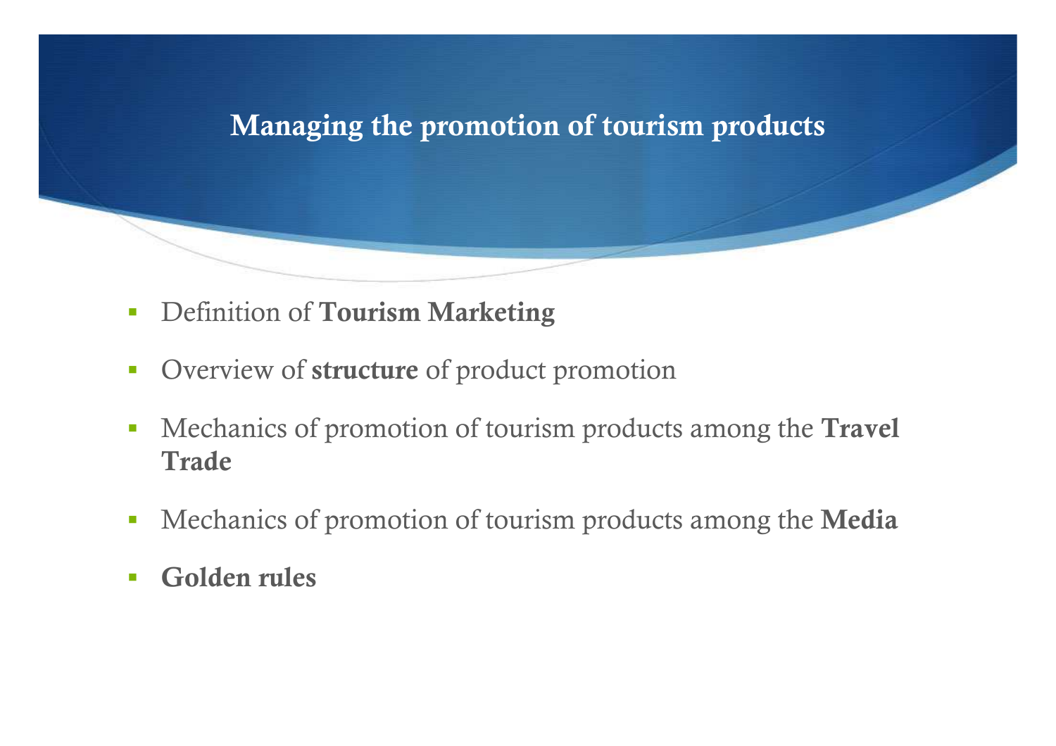# Managing the promotion of tourism products

- Definition of **Tourism Marketing**
- Overview of **structure** of product promotion
- Mechanics of promotion of tourism products among the **Travel Trade**
- Mechanics of promotion of tourism products among the **Media**
- **Golden rules**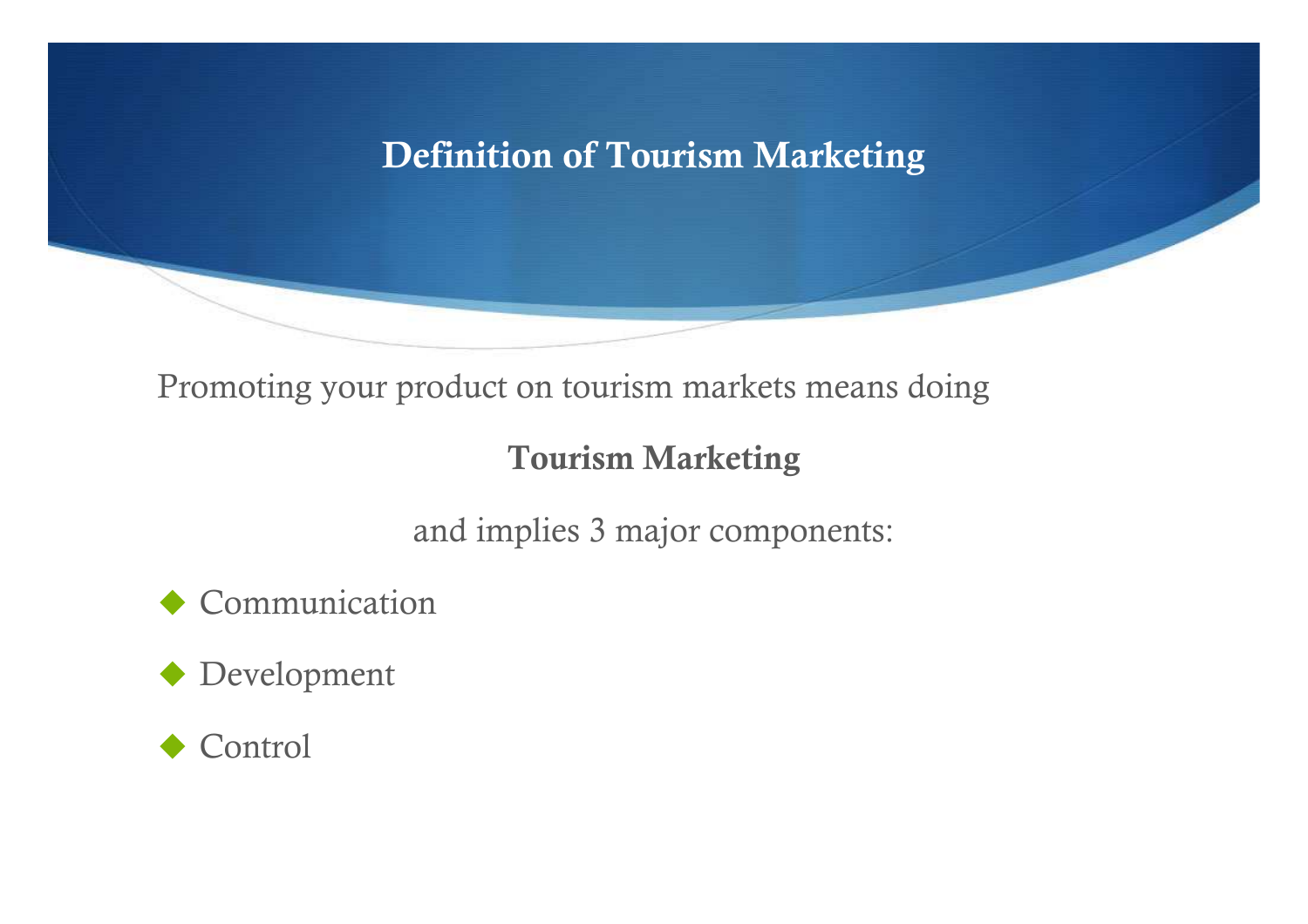# Definition of Tourism Marketing

Promoting your product on tourism markets means doing

**Tourism Marketing**

and implies 3 major components:

- Communication
- Development
- Control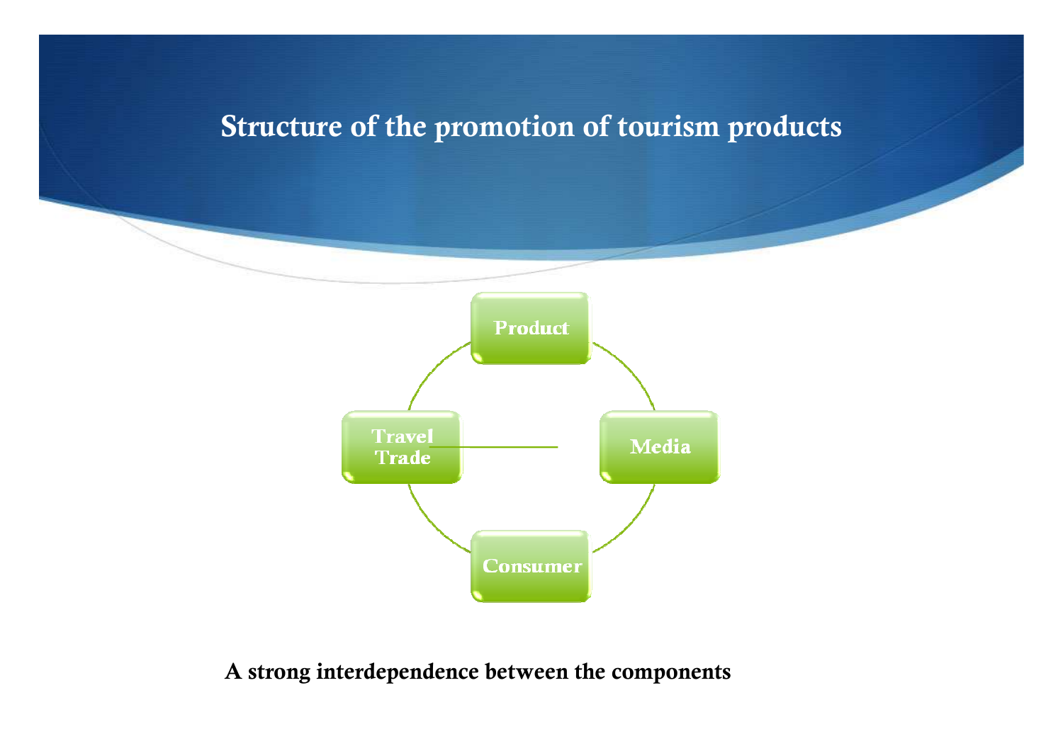# Structure of the promotion of tourism products

Product

Travel Trade

Media

Consumer

**A strong interdependence between the components**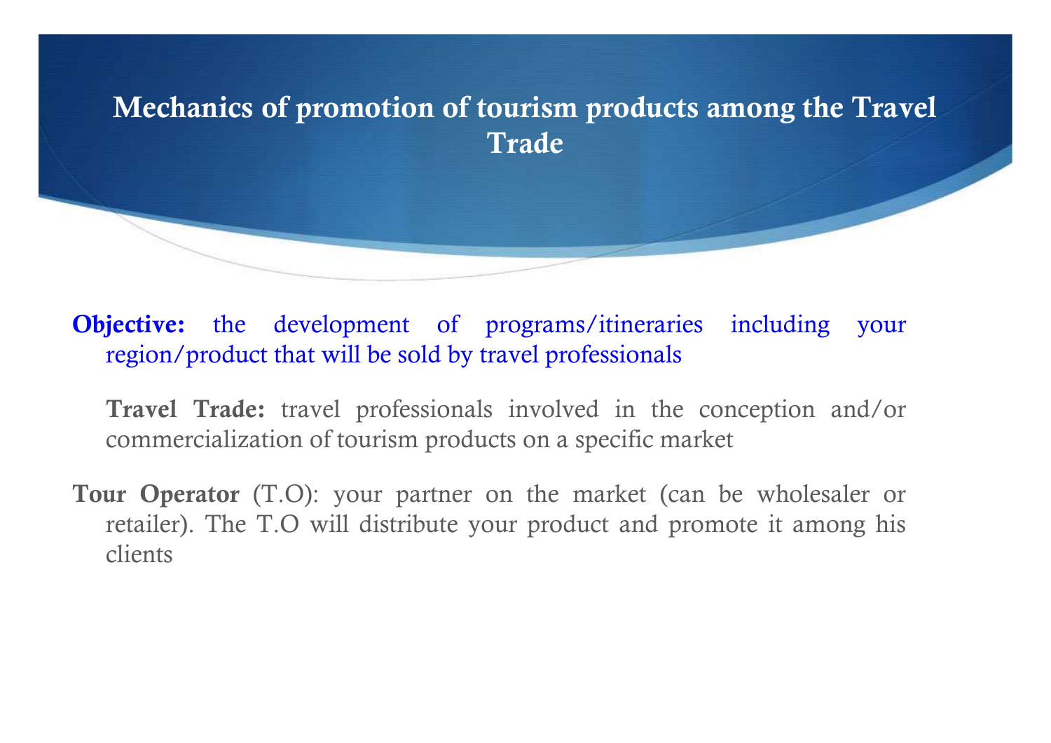# Mechanics of promotion of tourism products among the Travel Trade

**Objective:** the development of programs/itineraries including your region/product that will be sold by travel professionals

**Travel Trade:** travel professionals involved in the conception and/or commercialization of tourism products on a specific market

**Tour Operator** (T.O): your partner on the market (can be wholesaler or retailer). The T.O will distribute your product and promote it among his clients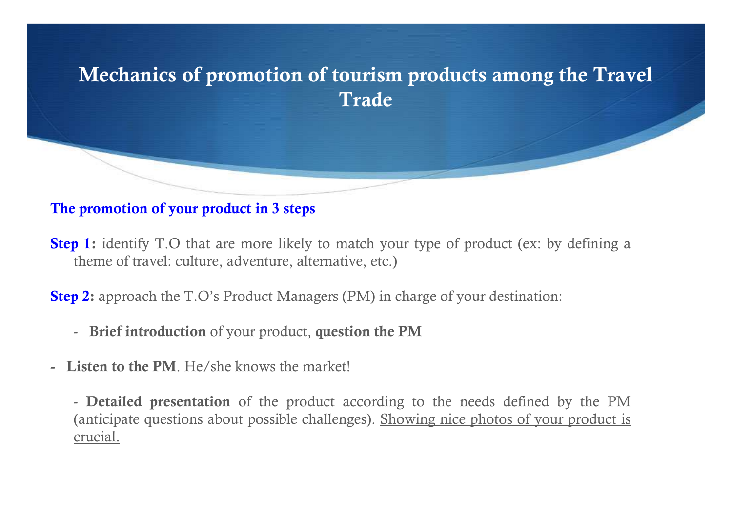# Mechanics of promotion of tourism products among the Travel Trade

**The promotion of your product in 3 steps**

**Step 1:** identify T.O that are more likely to match your type of product (ex: by defining a theme of travel: culture, adventure, alternative, etc.)

**Step 2:** approach the T.O's Product Managers (PM) in charge of your destination:

- **Brief introduction** of your product, **question the PM**

- **Listen to the PM**. He/she knows the market!

- **Detailed presentation** of the product according to the needs defined by the PM (anticipate questions about possible challenges). Showing nice photos of your product is crucial.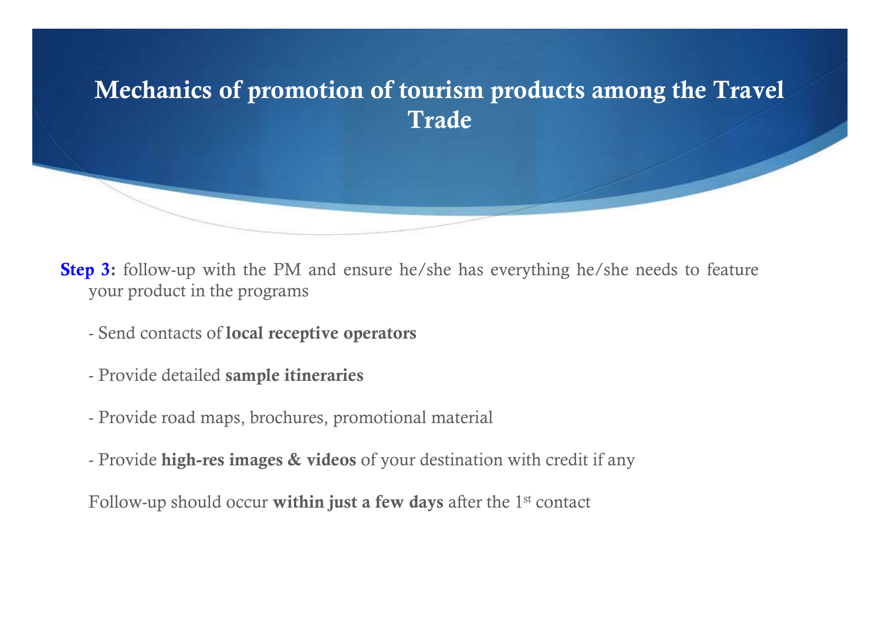# Mechanics of promotion of tourism products among the Travel Trade

**Step 3:** follow-up with the PM and ensure he/she has everything he/she needs to feature your product in the programs

- Send contacts of **local receptive operators**

- Provide detailed **sample itineraries**

- Provide road maps, brochures, promotional material

- Provide **high-res images & videos** of your destination with credit if any

Follow-up should occur **within just a few days** after the 1st contact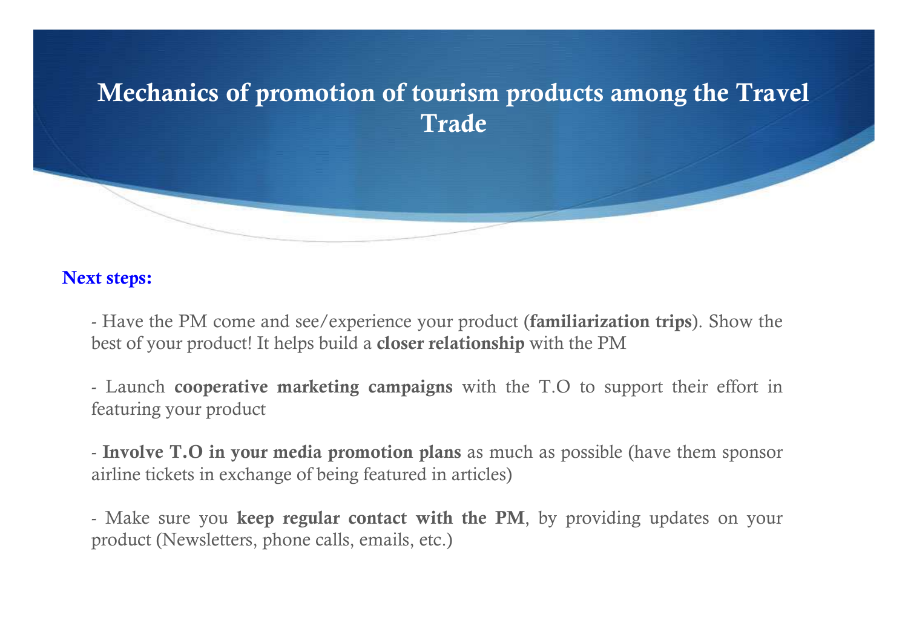# Mechanics of promotion of tourism products among the Travel Trade

**Next steps:**

- Have the PM come and see/experience your product (**familiarization trips**). Show the best of your product! It helps build a **closer relationship** with the PM

- Launch **cooperative marketing campaigns** with the T.O to support their effort in featuring your product

- **Involve T.O in your media promotion plans** as much as possible (have them sponsor airline tickets in exchange of being featured in articles)

- Make sure you **keep regular contact with the PM**, by providing updates on your product (Newsletters, phone calls, emails, etc.)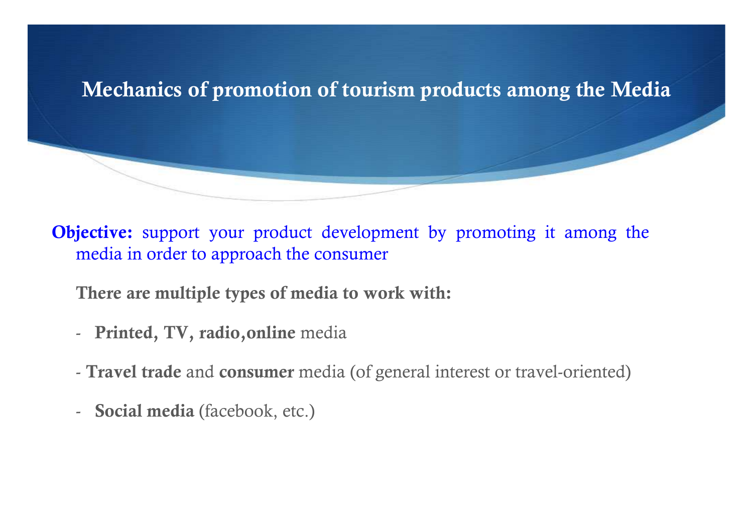# Mechanics of promotion of tourism products among the Media

**Objective:** support your product development by promoting it among the media in order to approach the consumer

**There are multiple types of media to work with:**

- **Printed, TV, radio,online** media
- **Travel trade** and **consumer** media (of general interest or travel-oriented)
- **Social media** (facebook, etc.)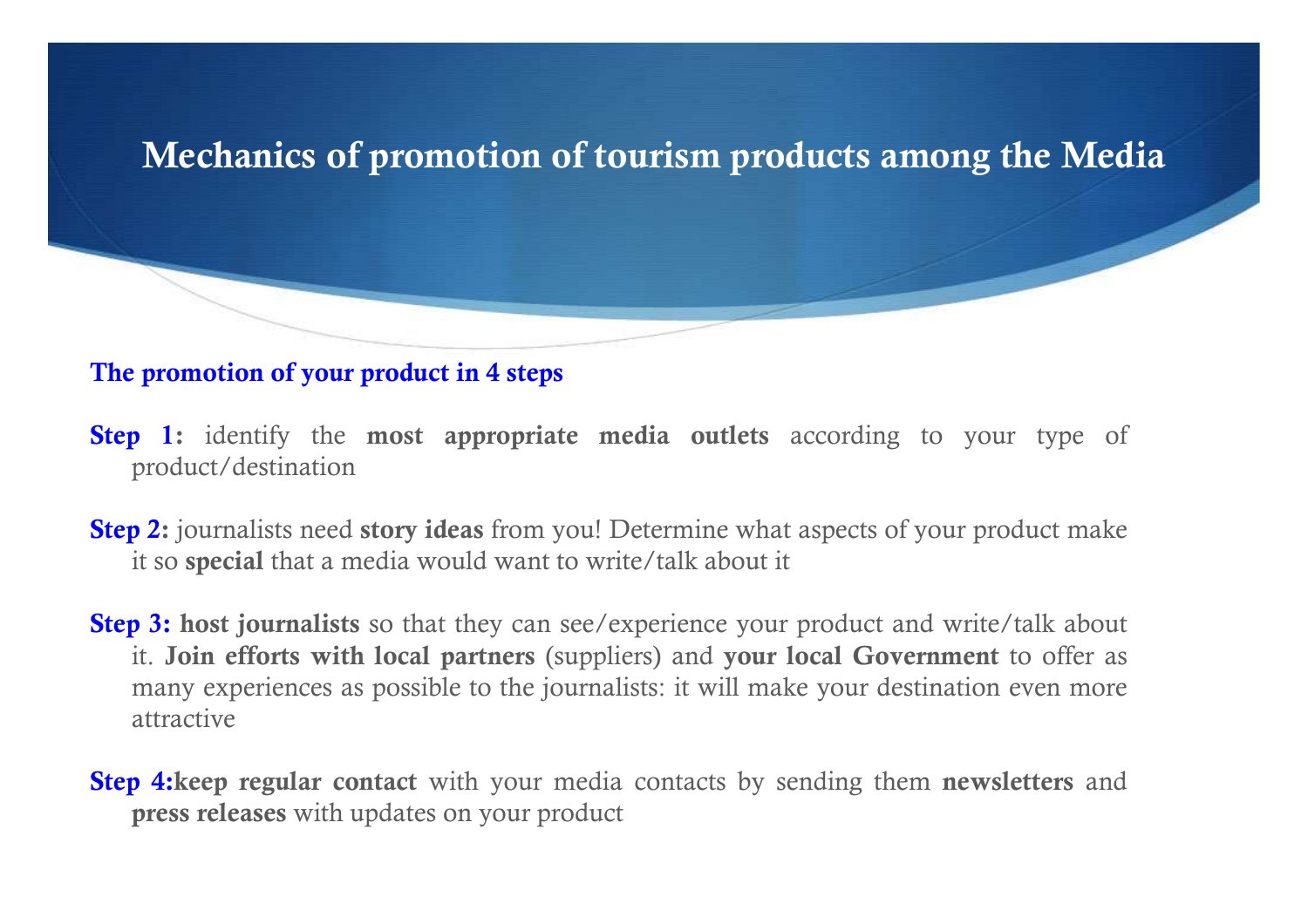# Mechanics of promotion of tourism products among the Media

## The promotion of your product in 4 steps

**Step 1:** identify the **most appropriate media outlets** according to your type of product/destination

**Step 2:** journalists need **story ideas** from you! Determine what aspects of your product make it so **special** that a media would want to write/talk about it

**Step 3:** **host journalists** so that they can see/experience your product and write/talk about it. **Join efforts with local partners** (suppliers) and **your local Government** to offer as many experiences as possible to the journalists: it will make your destination even more attractive

**Step 4:** **keep regular contact** with your media contacts by sending them **newsletters** and **press releases** with updates on your product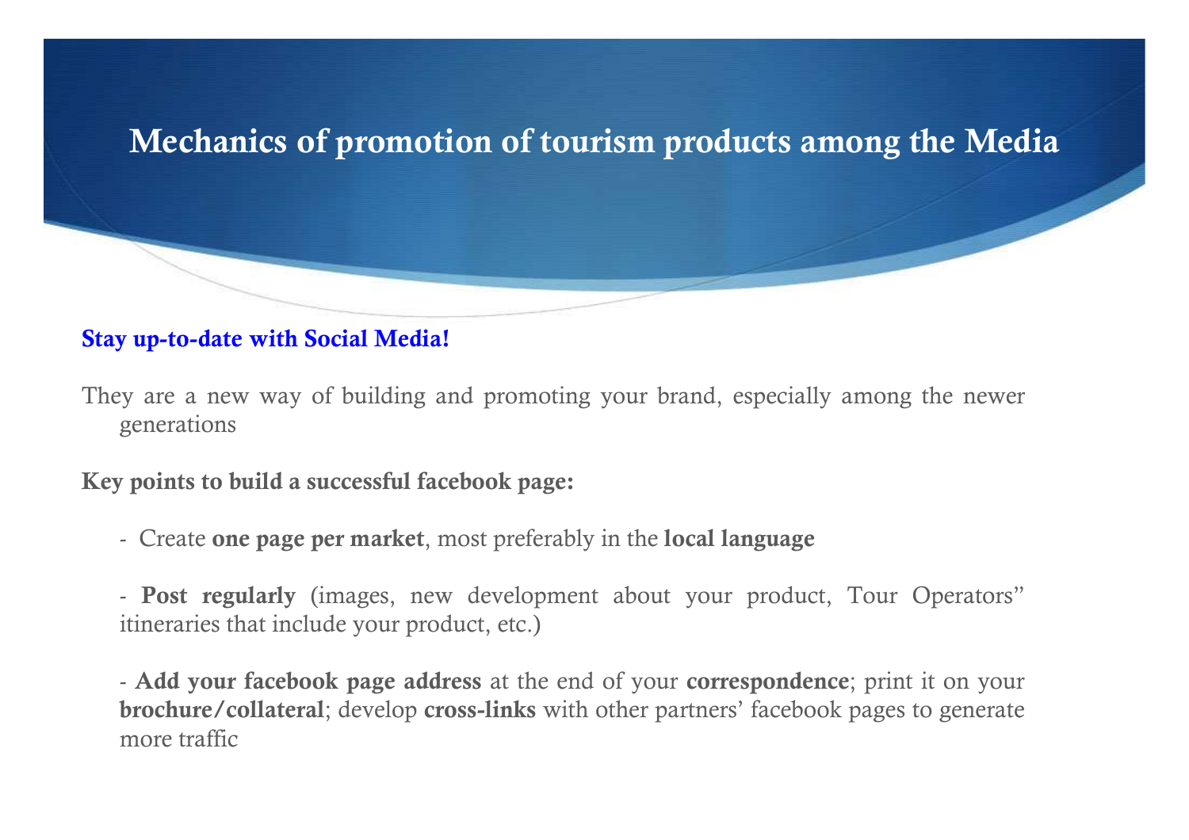# Mechanics of promotion of tourism products among the Media

## Stay up-to-date with Social Media!

They are a new way of building and promoting your brand, especially among the newer generations

**Key points to build a successful facebook page:**

- Create **one page per market**, most preferably in the **local language**
- **Post regularly** (images, new development about your product, Tour Operators'' itineraries that include your product, etc.)
- **Add your facebook page address** at the end of your **correspondence**; print it on your **brochure/collateral**; develop **cross-links** with other partners' facebook pages to generate more traffic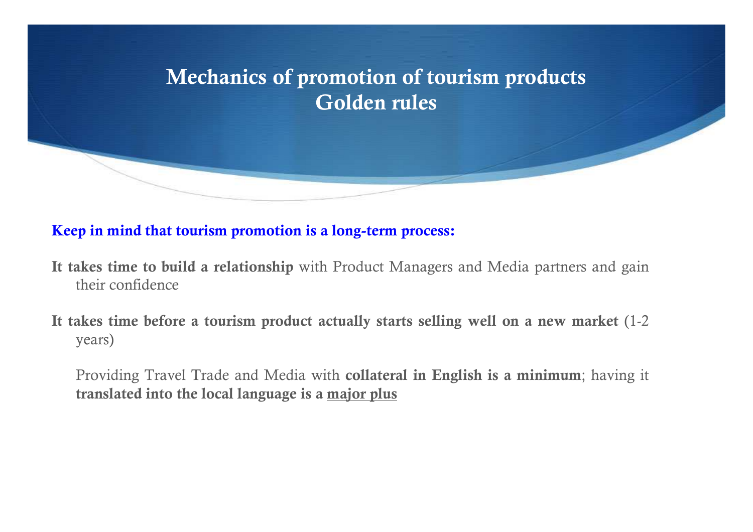# Mechanics of promotion of tourism products
# Golden rules

**Keep in mind that tourism promotion is a long-term process:**

**It takes time to build a relationship** with Product Managers and Media partners and gain their confidence

**It takes time before a tourism product actually starts selling well on a new market** (1-2 years)

Providing Travel Trade and Media with **collateral in English is a minimum**; having it **translated into the local language is a <u>major plus</u>**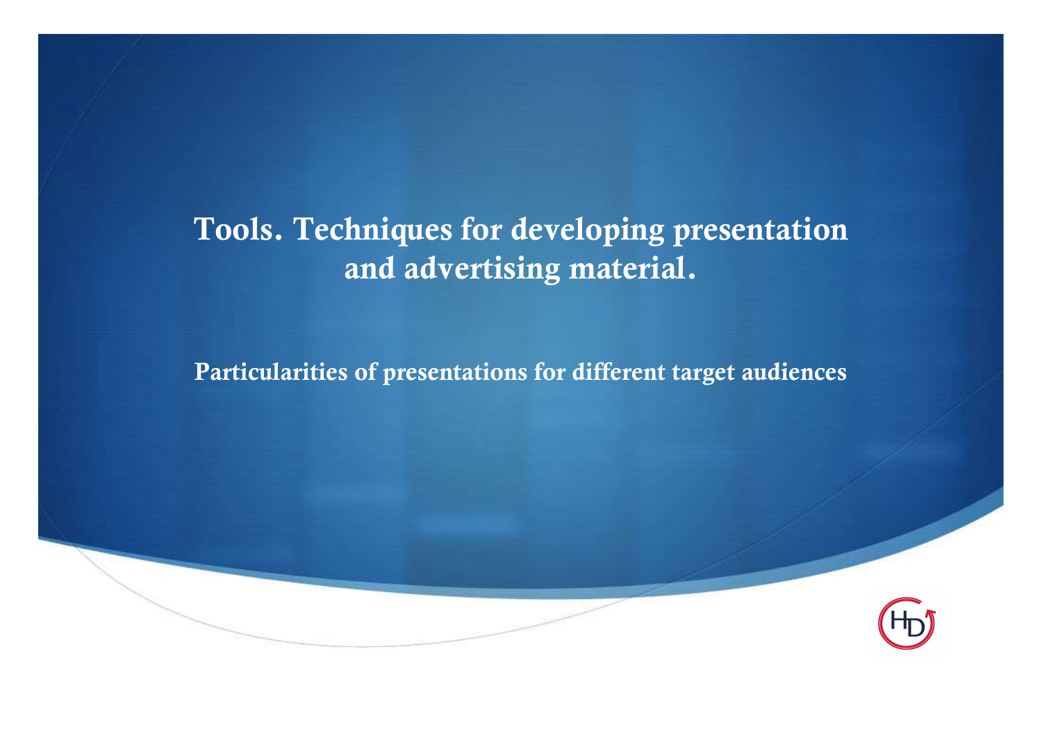# Tools. Techniques for developing presentation and advertising material.

## Particularities of presentations for different target audiences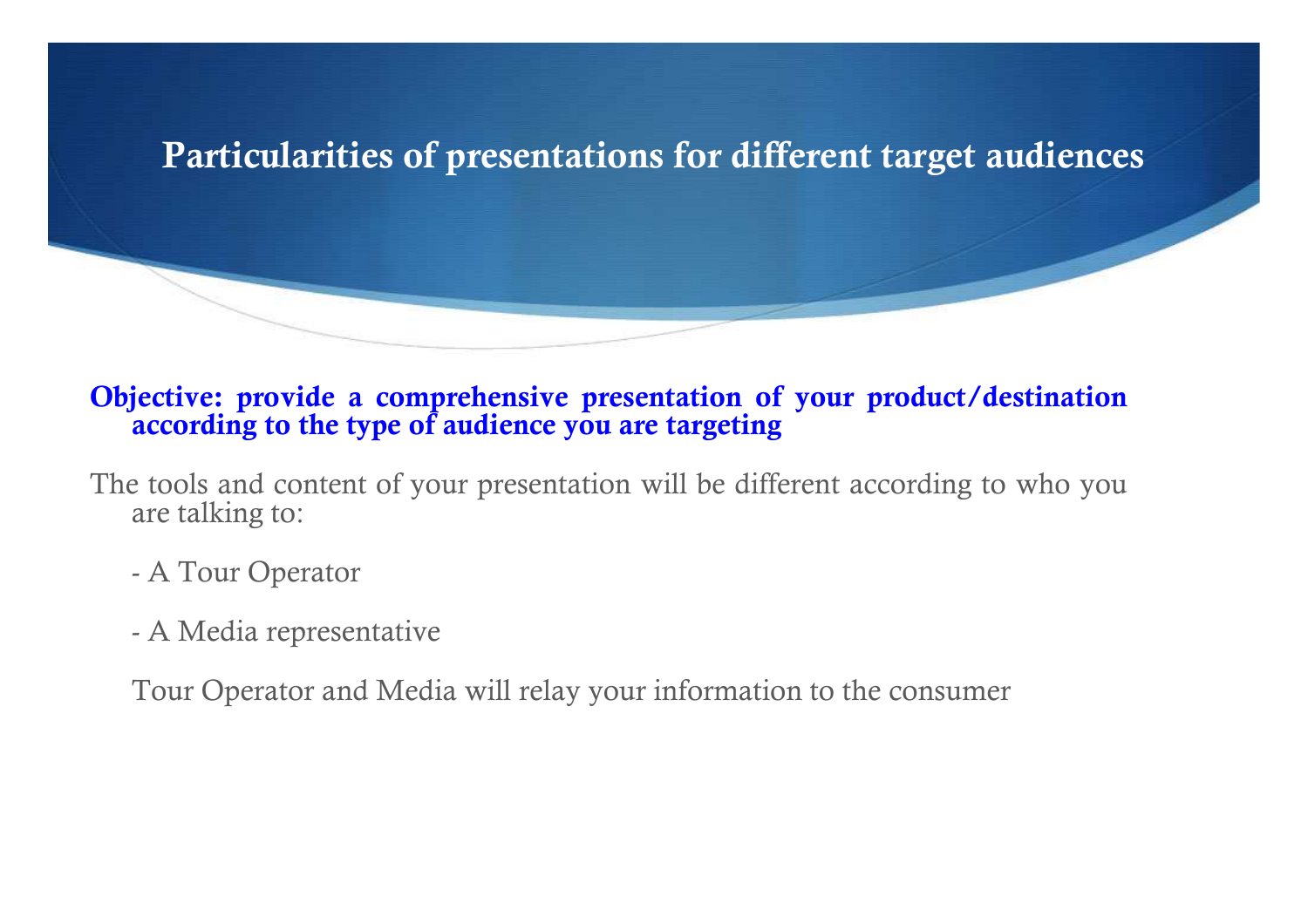# Particularities of presentations for different target audiences

**Objective: provide a comprehensive presentation of your product/destination according to the type of audience you are targeting**

The tools and content of your presentation will be different according to who you are talking to:

- A Tour Operator

- A Media representative

Tour Operator and Media will relay your information to the consumer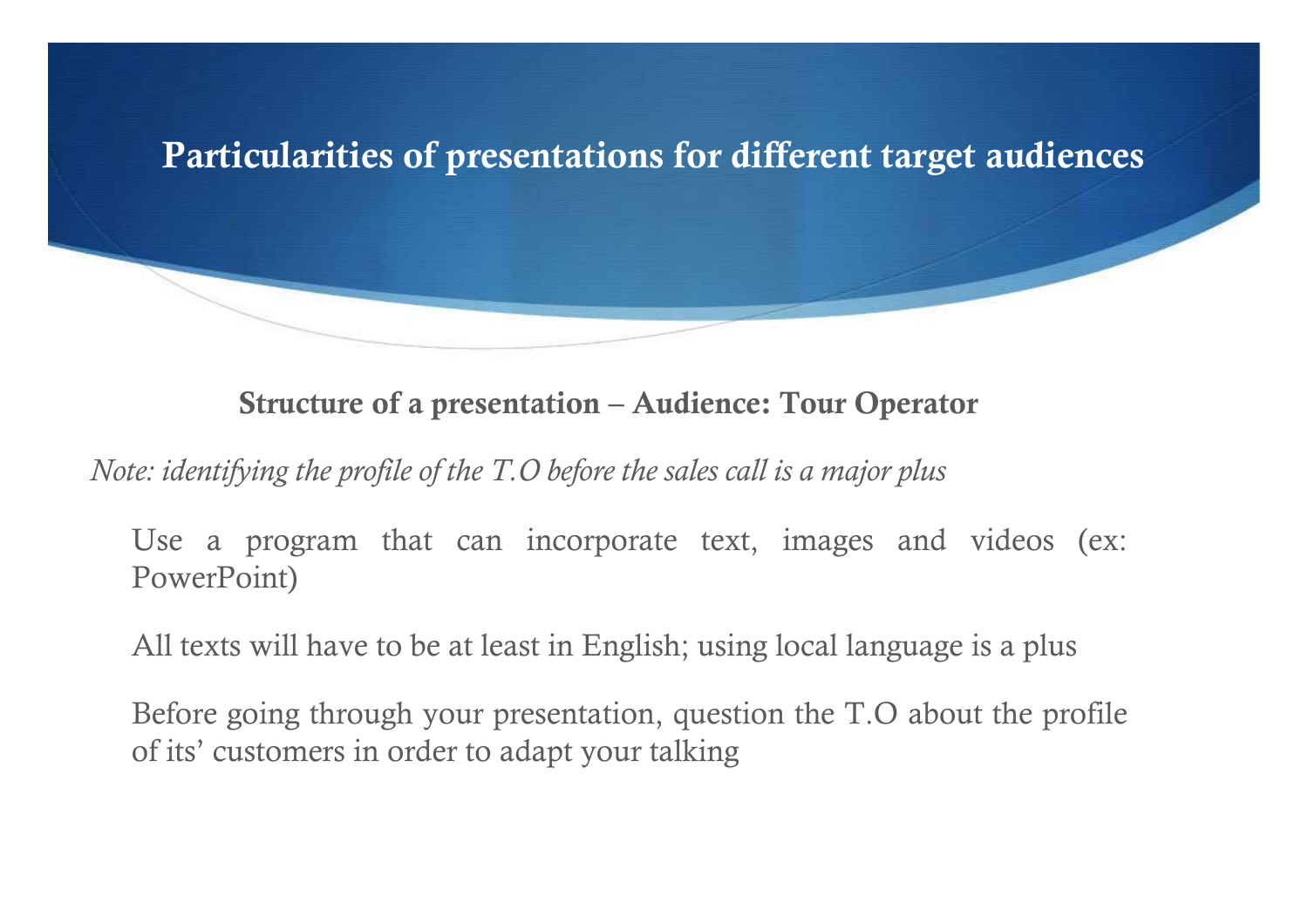# Particularities of presentations for different target audiences

## Structure of a presentation – Audience: Tour Operator

*Note: identifying the profile of the T.O before the sales call is a major plus*

- Use a program that can incorporate text, images and videos (ex: PowerPoint)
- All texts will have to be at least in English; using local language is a plus
- Before going through your presentation, question the T.O about the profile of its' customers in order to adapt your talking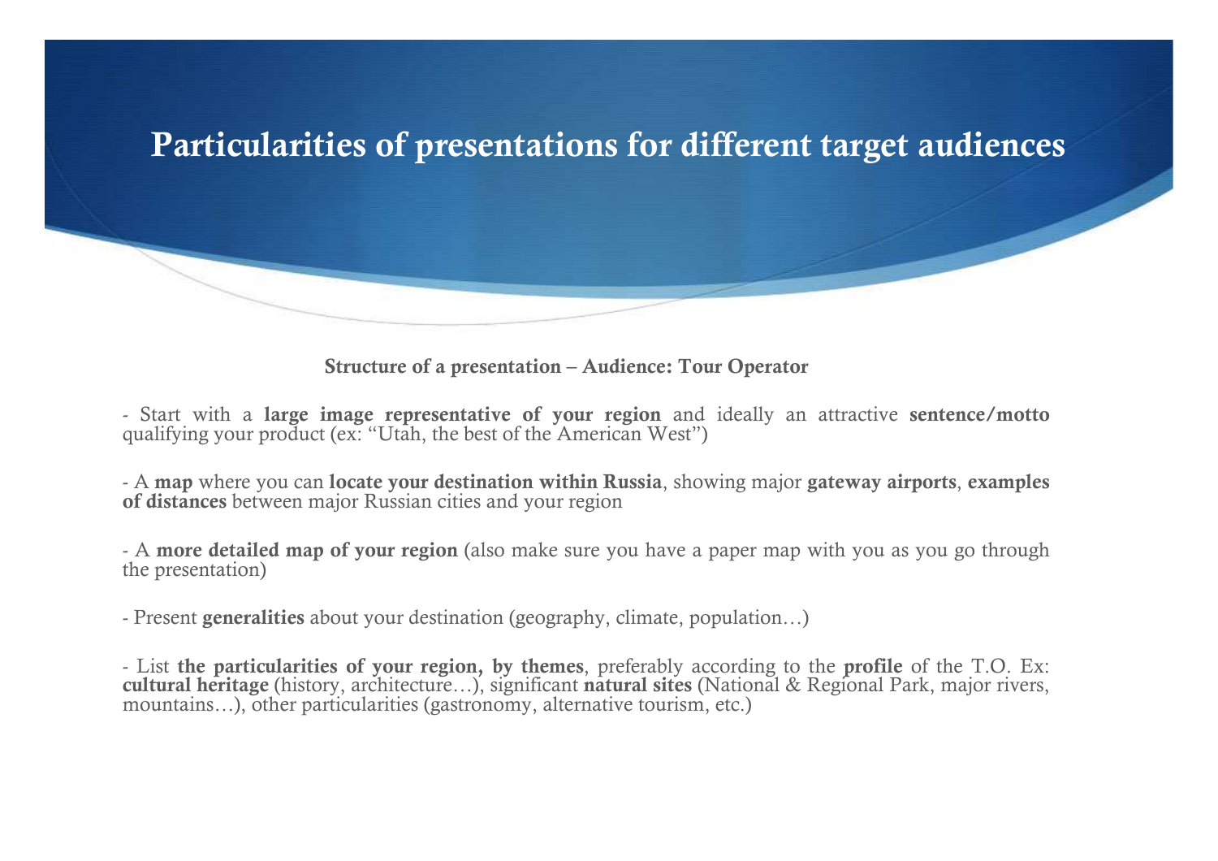# Particularities of presentations for different target audiences

**Structure of a presentation – Audience: Tour Operator**

- Start with a **large image representative of your region** and ideally an attractive **sentence/motto** qualifying your product (ex: "Utah, the best of the American West")

- A **map** where you can **locate your destination within Russia**, showing major **gateway airports**, **examples of distances** between major Russian cities and your region

- A **more detailed map of your region** (also make sure you have a paper map with you as you go through the presentation)

- Present **generalities** about your destination (geography, climate, population…)

- List **the particularities of your region, by themes**, preferably according to the **profile** of the T.O. Ex: **cultural heritage** (history, architecture…), significant **natural sites** (National & Regional Park, major rivers, mountains…), other particularities (gastronomy, alternative tourism, etc.)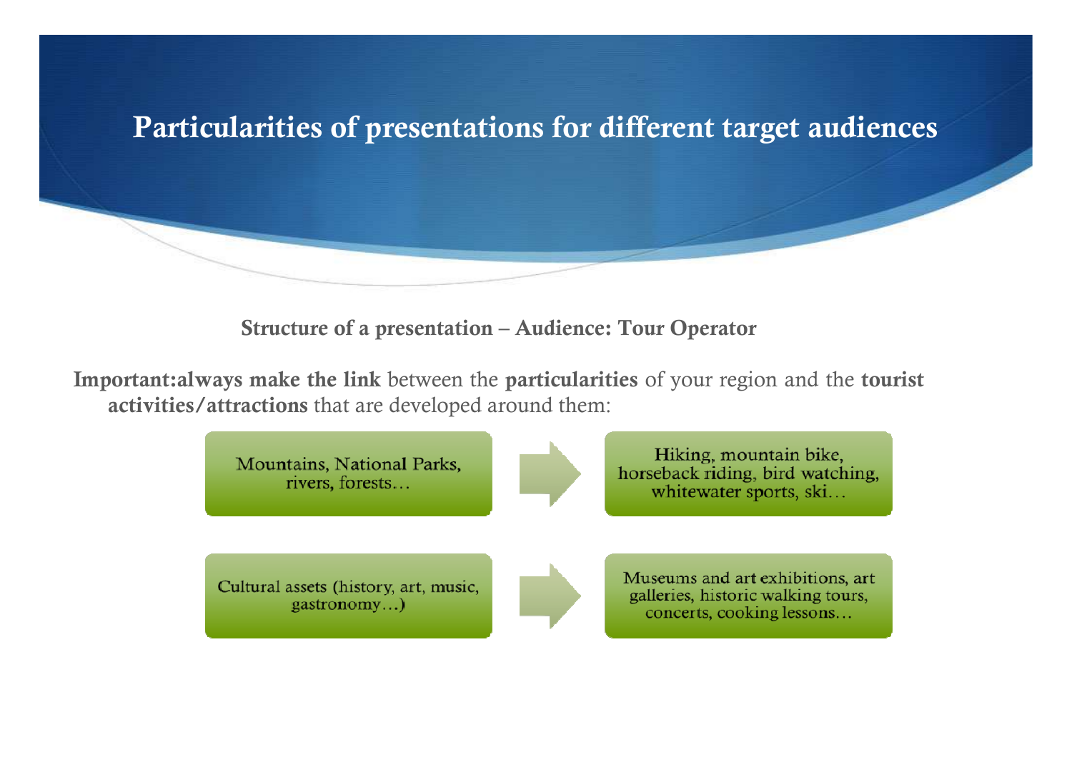# Particularities of presentations for different target audiences

**Structure of a presentation – Audience: Tour Operator**

**Important:always make the link** between the **particularities** of your region and the **tourist activities/attractions** that are developed around them:

- Mountains, National Parks, rivers, forests… → Hiking, mountain bike, horseback riding, bird watching, whitewater sports, ski…
- Cultural assets (history, art, music, gastronomy…) → Museums and art exhibitions, art galleries, historic walking tours, concerts, cooking lessons…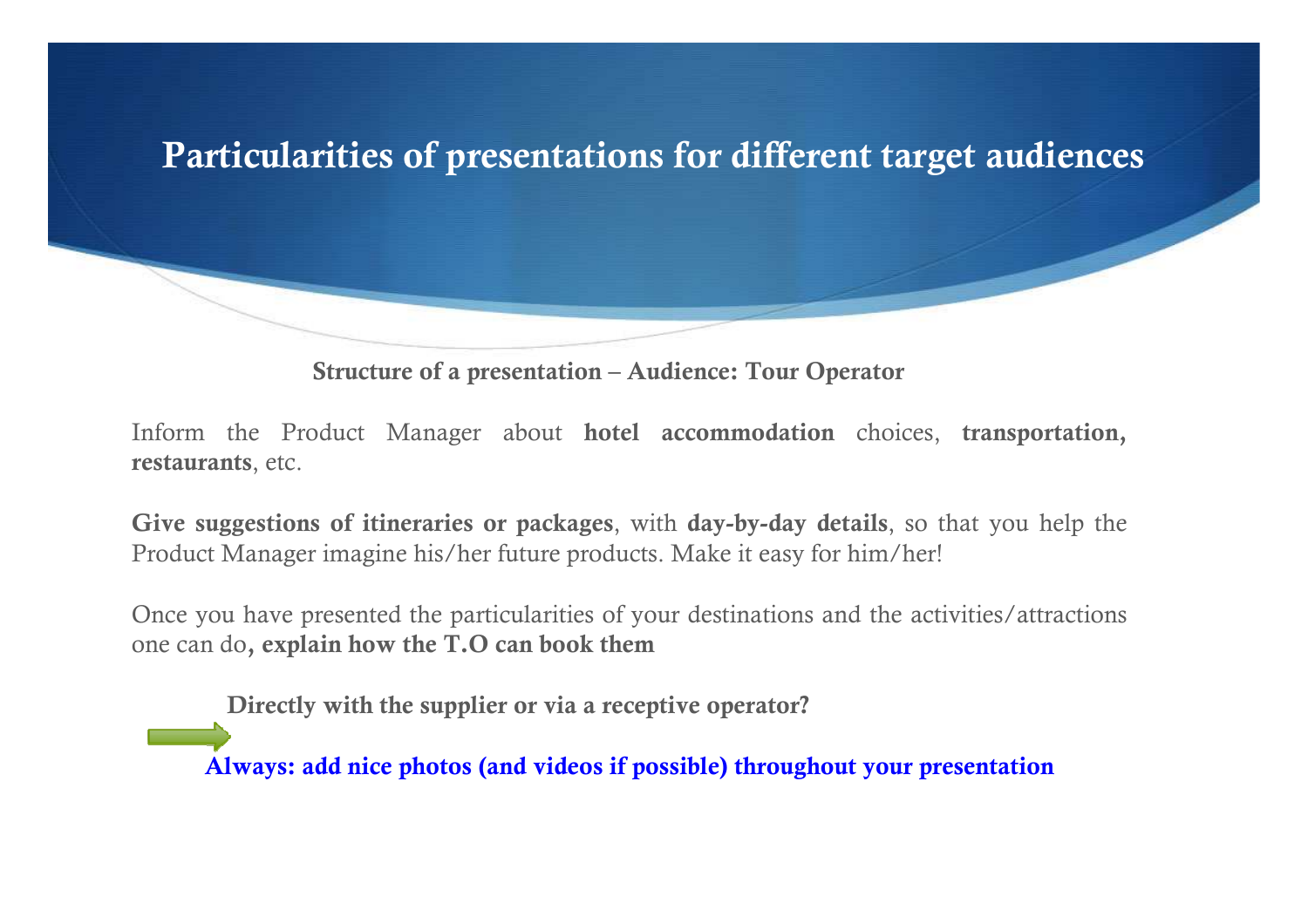# Particularities of presentations for different target audiences

**Structure of a presentation – Audience: Tour Operator**

Inform the Product Manager about **hotel accommodation** choices, **transportation, restaurants**, etc.

**Give suggestions of itineraries or packages**, with **day-by-day details**, so that you help the Product Manager imagine his/her future products. Make it easy for him/her!

Once you have presented the particularities of your destinations and the activities/attractions one can do**, explain how the T.O can book them**

**Directly with the supplier or via a receptive operator?**

**Always: add nice photos (and videos if possible) throughout your presentation**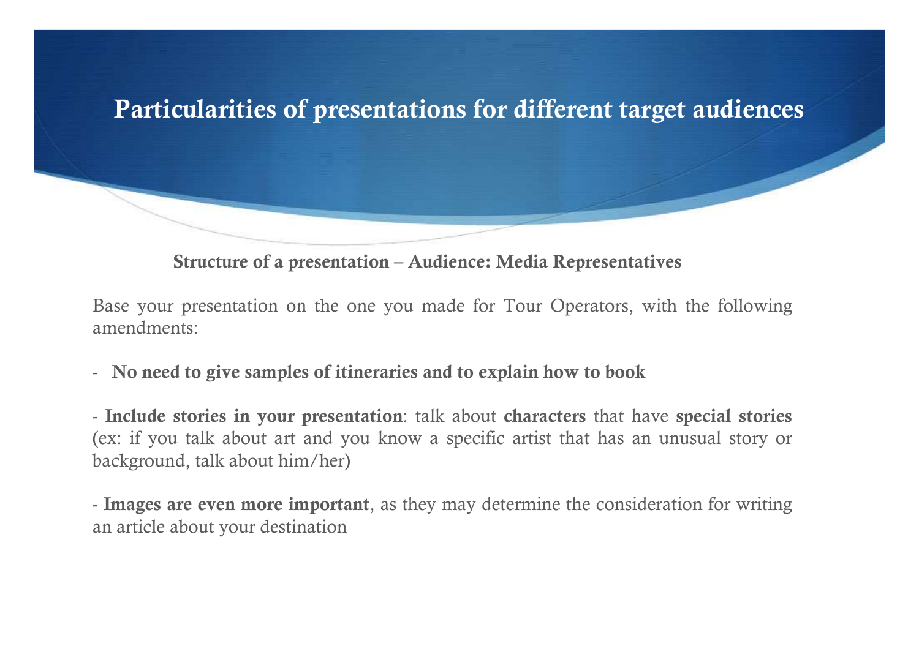# Particularities of presentations for different target audiences

## Structure of a presentation – Audience: Media Representatives

Base your presentation on the one you made for Tour Operators, with the following amendments:

- **No need to give samples of itineraries and to explain how to book**

- **Include stories in your presentation**: talk about **characters** that have **special stories** (ex: if you talk about art and you know a specific artist that has an unusual story or background, talk about him/her)

- **Images are even more important**, as they may determine the consideration for writing an article about your destination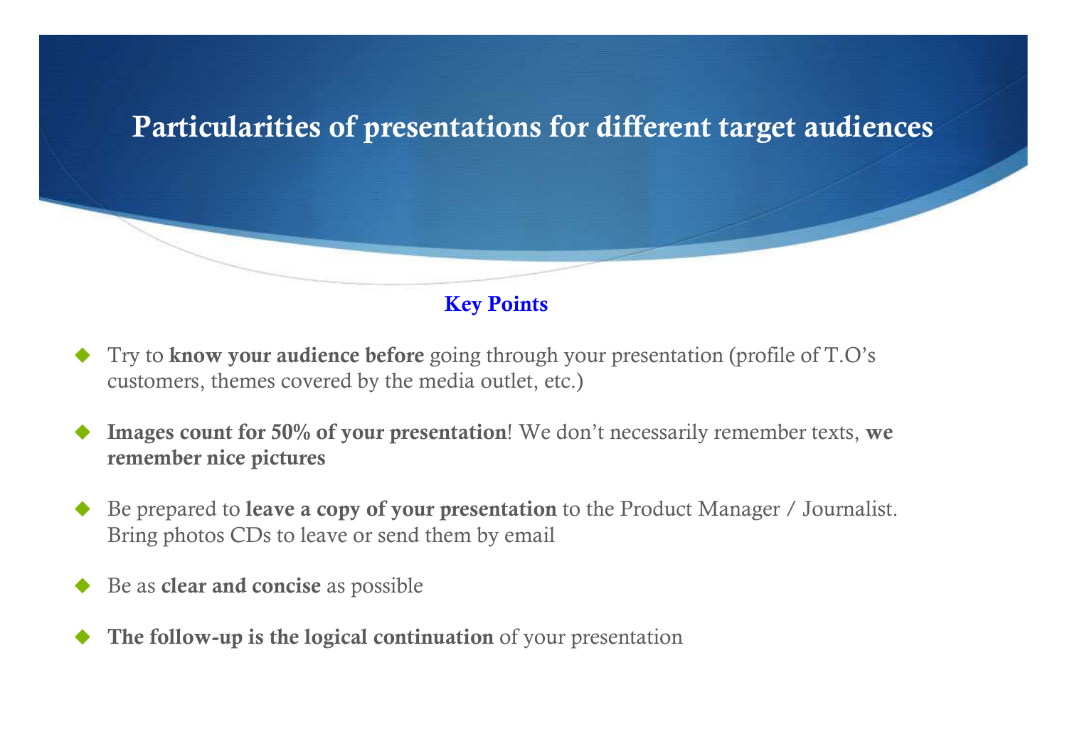# Particularities of presentations for different target audiences

## Key Points

- Try to **know your audience before** going through your presentation (profile of T.O's customers, themes covered by the media outlet, etc.)
- **Images count for 50% of your presentation**! We don't necessarily remember texts, **we remember nice pictures**
- Be prepared to **leave a copy of your presentation** to the Product Manager / Journalist. Bring photos CDs to leave or send them by email
- Be as **clear and concise** as possible
- **The follow-up is the logical continuation** of your presentation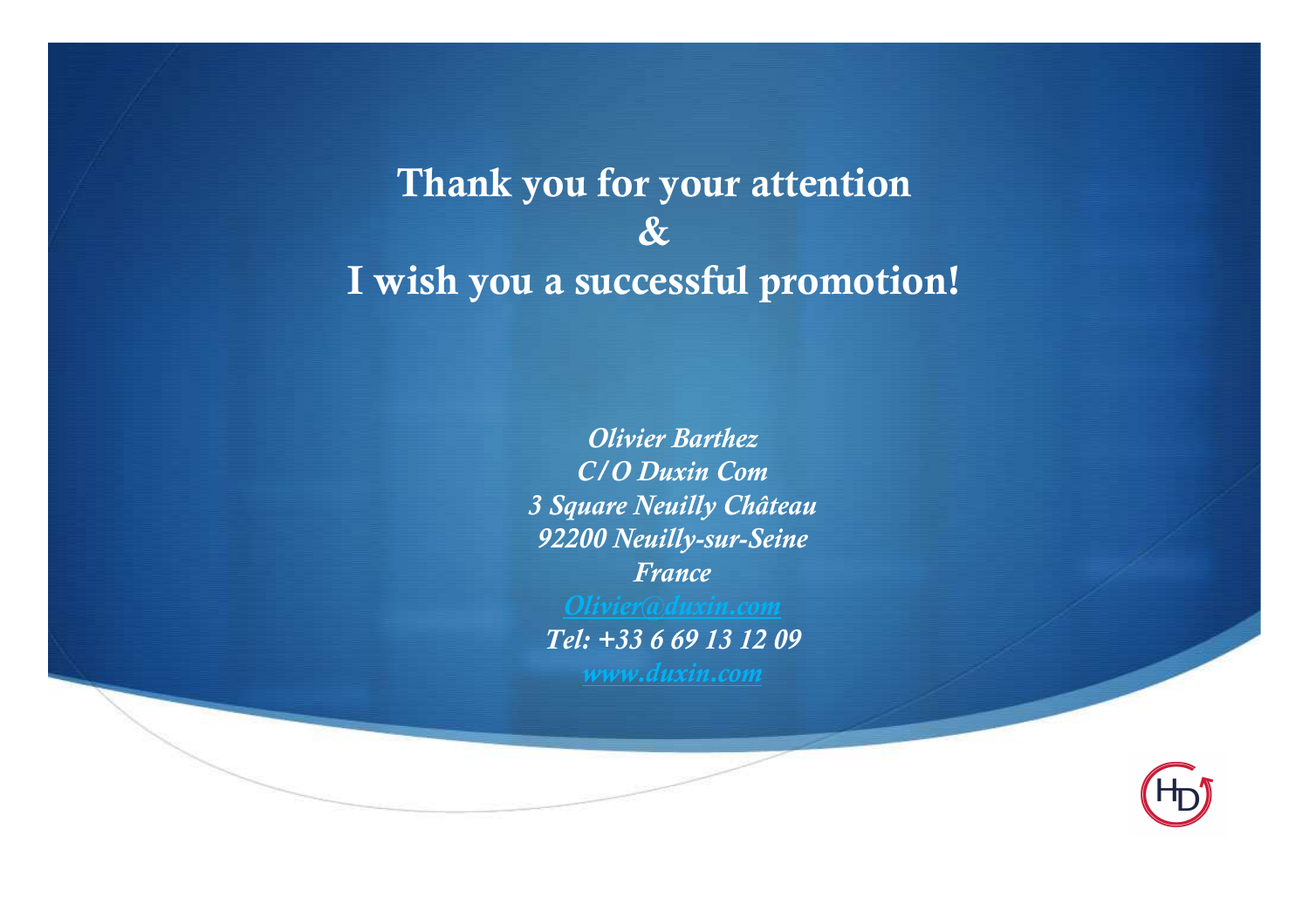**Thank you for your attention**
**&**
**I wish you a successful promotion!**

*Olivier Barthez*
*C/O Duxin Com*
*3 Square Neuilly Château*
*92200 Neuilly-sur-Seine*
*France*
*Olivier@duxin.com*
*Tel: +33 6 69 13 12 09*
*www.duxin.com*